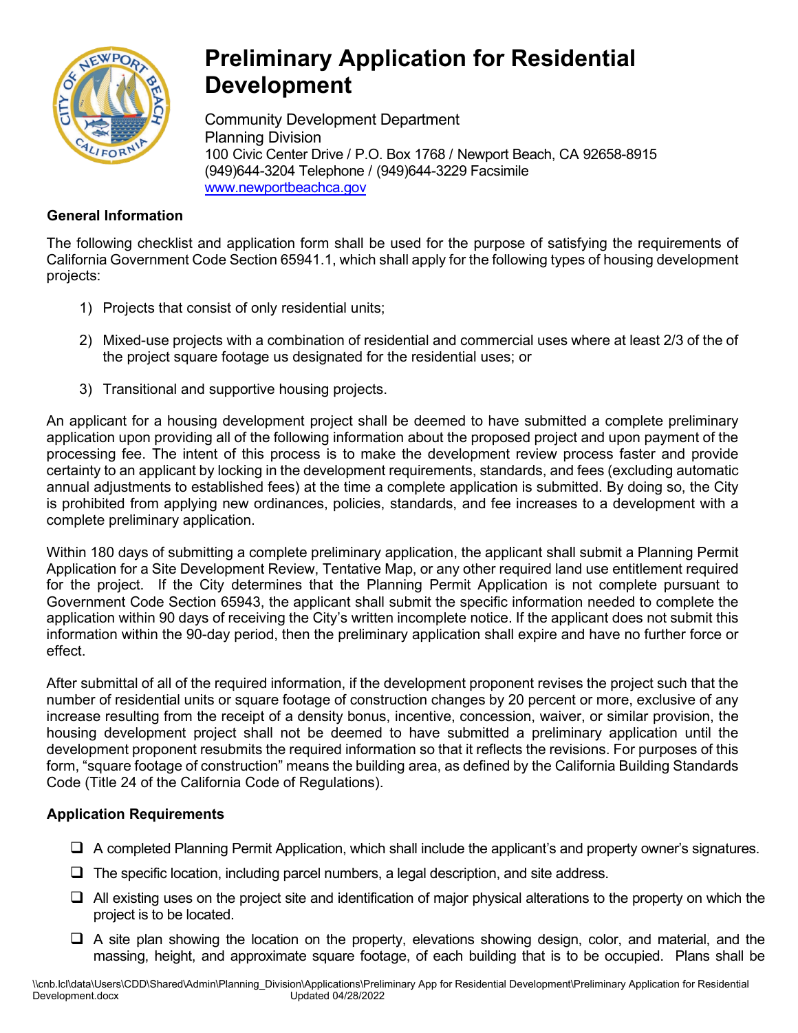# Preliminary Application for Residential Development

Community Development Department
Planning Division
100 Civic Center Drive / P.O. Box 1768 / Newport Beach, CA 92658-8915
(949)644-3204 Telephone / (949)644-3229 Facsimile
www.newportbeachca.gov

## General Information

The following checklist and application form shall be used for the purpose of satisfying the requirements of California Government Code Section 65941.1, which shall apply for the following types of housing development projects:

1) Projects that consist of only residential units;
2) Mixed-use projects with a combination of residential and commercial uses where at least 2/3 of the of the project square footage us designated for the residential uses; or
3) Transitional and supportive housing projects.

An applicant for a housing development project shall be deemed to have submitted a complete preliminary application upon providing all of the following information about the proposed project and upon payment of the processing fee. The intent of this process is to make the development review process faster and provide certainty to an applicant by locking in the development requirements, standards, and fees (excluding automatic annual adjustments to established fees) at the time a complete application is submitted. By doing so, the City is prohibited from applying new ordinances, policies, standards, and fee increases to a development with a complete preliminary application.

Within 180 days of submitting a complete preliminary application, the applicant shall submit a Planning Permit Application for a Site Development Review, Tentative Map, or any other required land use entitlement required for the project. If the City determines that the Planning Permit Application is not complete pursuant to Government Code Section 65943, the applicant shall submit the specific information needed to complete the application within 90 days of receiving the City's written incomplete notice. If the applicant does not submit this information within the 90-day period, then the preliminary application shall expire and have no further force or effect.

After submittal of all of the required information, if the development proponent revises the project such that the number of residential units or square footage of construction changes by 20 percent or more, exclusive of any increase resulting from the receipt of a density bonus, incentive, concession, waiver, or similar provision, the housing development project shall not be deemed to have submitted a preliminary application until the development proponent resubmits the required information so that it reflects the revisions. For purposes of this form, "square footage of construction" means the building area, as defined by the California Building Standards Code (Title 24 of the California Code of Regulations).

## Application Requirements

- ❑ A completed Planning Permit Application, which shall include the applicant's and property owner's signatures.
- ❑ The specific location, including parcel numbers, a legal description, and site address.
- ❑ All existing uses on the project site and identification of major physical alterations to the property on which the project is to be located.
- ❑ A site plan showing the location on the property, elevations showing design, color, and material, and the massing, height, and approximate square footage, of each building that is to be occupied. Plans shall be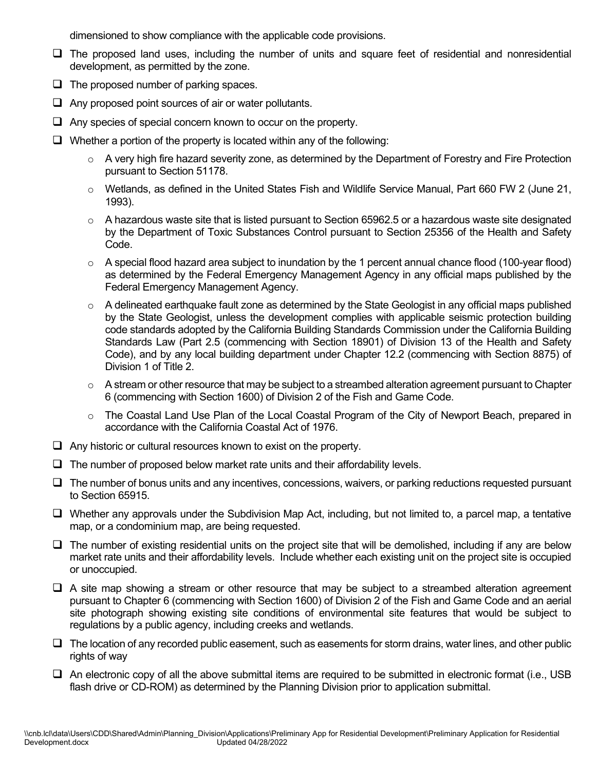dimensioned to show compliance with the applicable code provisions.

- ☐ The proposed land uses, including the number of units and square feet of residential and nonresidential development, as permitted by the zone.
- ☐ The proposed number of parking spaces.
- ☐ Any proposed point sources of air or water pollutants.
- ☐ Any species of special concern known to occur on the property.
- ☐ Whether a portion of the property is located within any of the following:
  - A very high fire hazard severity zone, as determined by the Department of Forestry and Fire Protection pursuant to Section 51178.
  - Wetlands, as defined in the United States Fish and Wildlife Service Manual, Part 660 FW 2 (June 21, 1993).
  - A hazardous waste site that is listed pursuant to Section 65962.5 or a hazardous waste site designated by the Department of Toxic Substances Control pursuant to Section 25356 of the Health and Safety Code.
  - A special flood hazard area subject to inundation by the 1 percent annual chance flood (100-year flood) as determined by the Federal Emergency Management Agency in any official maps published by the Federal Emergency Management Agency.
  - A delineated earthquake fault zone as determined by the State Geologist in any official maps published by the State Geologist, unless the development complies with applicable seismic protection building code standards adopted by the California Building Standards Commission under the California Building Standards Law (Part 2.5 (commencing with Section 18901) of Division 13 of the Health and Safety Code), and by any local building department under Chapter 12.2 (commencing with Section 8875) of Division 1 of Title 2.
  - A stream or other resource that may be subject to a streambed alteration agreement pursuant to Chapter 6 (commencing with Section 1600) of Division 2 of the Fish and Game Code.
  - The Coastal Land Use Plan of the Local Coastal Program of the City of Newport Beach, prepared in accordance with the California Coastal Act of 1976.
- ☐ Any historic or cultural resources known to exist on the property.
- ☐ The number of proposed below market rate units and their affordability levels.
- ☐ The number of bonus units and any incentives, concessions, waivers, or parking reductions requested pursuant to Section 65915.
- ☐ Whether any approvals under the Subdivision Map Act, including, but not limited to, a parcel map, a tentative map, or a condominium map, are being requested.
- ☐ The number of existing residential units on the project site that will be demolished, including if any are below market rate units and their affordability levels. Include whether each existing unit on the project site is occupied or unoccupied.
- ☐ A site map showing a stream or other resource that may be subject to a streambed alteration agreement pursuant to Chapter 6 (commencing with Section 1600) of Division 2 of the Fish and Game Code and an aerial site photograph showing existing site conditions of environmental site features that would be subject to regulations by a public agency, including creeks and wetlands.
- ☐ The location of any recorded public easement, such as easements for storm drains, water lines, and other public rights of way
- ☐ An electronic copy of all the above submittal items are required to be submitted in electronic format (i.e., USB flash drive or CD-ROM) as determined by the Planning Division prior to application submittal.

\\cnb.lcl\data\Users\CDD\Shared\Admin\Planning_Division\Applications\Preliminary App for Residential Development\Preliminary Application for Residential Development.docx Updated 04/28/2022